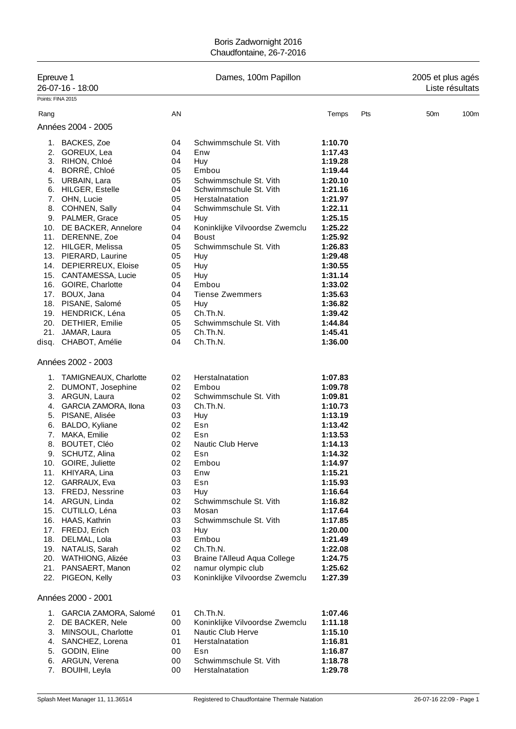Boris Zadwornight 2016
Chaudfontaine, 26-7-2016

Epreuve 1 — Dames, 100m Papillon — 2005 et plus agés
26-07-16 - 18:00 — Liste résultats

Points: FINA 2015

### Années 2004 - 2005

| Rang | | AN | | Temps | Pts | 50m | 100m |
|---|---|---|---|---|---|---|---|
| 1. | BACKES, Zoe | 04 | Schwimmschule St. Vith | **1:10.70** | | | |
| 2. | GOREUX, Lea | 04 | Enw | **1:17.43** | | | |
| 3. | RIHON, Chloé | 04 | Huy | **1:19.28** | | | |
| 4. | BORRÉ, Chloé | 05 | Embou | **1:19.44** | | | |
| 5. | URBAIN, Lara | 05 | Schwimmschule St. Vith | **1:20.10** | | | |
| 6. | HILGER, Estelle | 04 | Schwimmschule St. Vith | **1:21.16** | | | |
| 7. | OHN, Lucie | 05 | Herstalnatation | **1:21.97** | | | |
| 8. | COHNEN, Sally | 04 | Schwimmschule St. Vith | **1:22.11** | | | |
| 9. | PALMER, Grace | 05 | Huy | **1:25.15** | | | |
| 10. | DE BACKER, Annelore | 04 | Koninklijke Vilvoordse Zwemclu | **1:25.22** | | | |
| 11. | DERENNE, Zoe | 04 | Boust | **1:25.92** | | | |
| 12. | HILGER, Melissa | 05 | Schwimmschule St. Vith | **1:26.83** | | | |
| 13. | PIERARD, Laurine | 05 | Huy | **1:29.48** | | | |
| 14. | DEPIERREUX, Eloise | 05 | Huy | **1:30.55** | | | |
| 15. | CANTAMESSA, Lucie | 05 | Huy | **1:31.14** | | | |
| 16. | GOIRE, Charlotte | 04 | Embou | **1:33.02** | | | |
| 17. | BOUX, Jana | 04 | Tiense Zwemmers | **1:35.63** | | | |
| 18. | PISANE, Salomé | 05 | Huy | **1:36.82** | | | |
| 19. | HENDRICK, Léna | 05 | Ch.Th.N. | **1:39.42** | | | |
| 20. | DETHIER, Emilie | 05 | Schwimmschule St. Vith | **1:44.84** | | | |
| 21. | JAMAR, Laura | 05 | Ch.Th.N. | **1:45.41** | | | |
| disq. | CHABOT, Amélie | 04 | Ch.Th.N. | **1:36.00** | | | |

### Années 2002 - 2003

| Rang | | AN | | Temps | Pts | 50m | 100m |
|---|---|---|---|---|---|---|---|
| 1. | TAMIGNEAUX, Charlotte | 02 | Herstalnatation | **1:07.83** | | | |
| 2. | DUMONT, Josephine | 02 | Embou | **1:09.78** | | | |
| 3. | ARGUN, Laura | 02 | Schwimmschule St. Vith | **1:09.81** | | | |
| 4. | GARCIA ZAMORA, Ilona | 03 | Ch.Th.N. | **1:10.73** | | | |
| 5. | PISANE, Alisée | 03 | Huy | **1:13.19** | | | |
| 6. | BALDO, Kyliane | 02 | Esn | **1:13.42** | | | |
| 7. | MAKA, Emilie | 02 | Esn | **1:13.53** | | | |
| 8. | BOUTET, Cléo | 02 | Nautic Club Herve | **1:14.13** | | | |
| 9. | SCHUTZ, Alina | 02 | Esn | **1:14.32** | | | |
| 10. | GOIRE, Juliette | 02 | Embou | **1:14.97** | | | |
| 11. | KHIYARA, Lina | 03 | Enw | **1:15.21** | | | |
| 12. | GARRAUX, Eva | 03 | Esn | **1:15.93** | | | |
| 13. | FREDJ, Nessrine | 03 | Huy | **1:16.64** | | | |
| 14. | ARGUN, Linda | 02 | Schwimmschule St. Vith | **1:16.82** | | | |
| 15. | CUTILLO, Léna | 03 | Mosan | **1:17.64** | | | |
| 16. | HAAS, Kathrin | 03 | Schwimmschule St. Vith | **1:17.85** | | | |
| 17. | FREDJ, Erich | 03 | Huy | **1:20.00** | | | |
| 18. | DELMAL, Lola | 03 | Embou | **1:21.49** | | | |
| 19. | NATALIS, Sarah | 02 | Ch.Th.N. | **1:22.08** | | | |
| 20. | WATHIONG, Alizée | 03 | Braine l'Alleud Aqua College | **1:24.75** | | | |
| 21. | PANSAERT, Manon | 02 | namur olympic club | **1:25.62** | | | |
| 22. | PIGEON, Kelly | 03 | Koninklijke Vilvoordse Zwemclu | **1:27.39** | | | |

### Années 2000 - 2001

| Rang | | AN | | Temps | Pts | 50m | 100m |
|---|---|---|---|---|---|---|---|
| 1. | GARCIA ZAMORA, Salomé | 01 | Ch.Th.N. | **1:07.46** | | | |
| 2. | DE BACKER, Nele | 00 | Koninklijke Vilvoordse Zwemclu | **1:11.18** | | | |
| 3. | MINSOUL, Charlotte | 01 | Nautic Club Herve | **1:15.10** | | | |
| 4. | SANCHEZ, Lorena | 01 | Herstalnatation | **1:16.81** | | | |
| 5. | GODIN, Eline | 00 | Esn | **1:16.87** | | | |
| 6. | ARGUN, Verena | 00 | Schwimmschule St. Vith | **1:18.78** | | | |
| 7. | BOUIHI, Leyla | 00 | Herstalnatation | **1:29.78** | | | |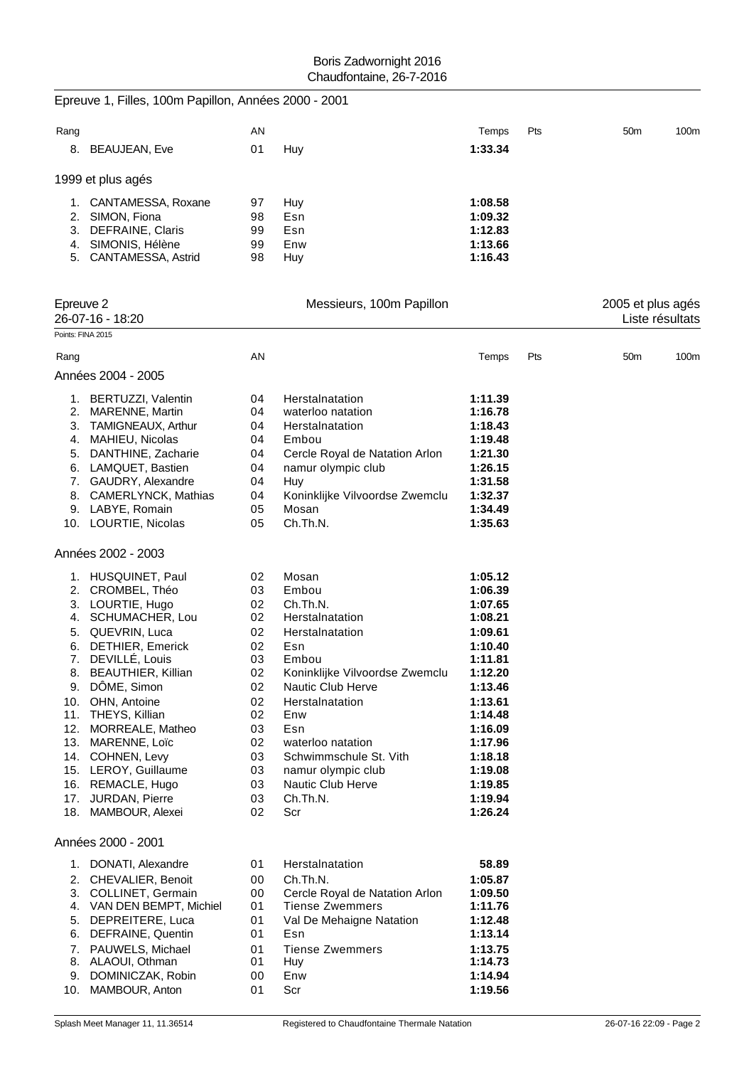## Epreuve 1, Filles, 100m Papillon, Années 2000 - 2001

| Rang | | AN | | Temps | Pts | 50m | 100m |
|---|---|---|---|---|---|---|---|
| 8. | BEAUJEAN, Eve | 01 | Huy | **1:33.34** | | | |

### 1999 et plus agés

| Rang | | AN | | Temps | Pts | 50m | 100m |
|---|---|---|---|---|---|---|---|
| 1. | CANTAMESSA, Roxane | 97 | Huy | **1:08.58** | | | |
| 2. | SIMON, Fiona | 98 | Esn | **1:09.32** | | | |
| 3. | DEFRAINE, Claris | 99 | Esn | **1:12.83** | | | |
| 4. | SIMONIS, Hélène | 99 | Enw | **1:13.66** | | | |
| 5. | CANTAMESSA, Astrid | 98 | Huy | **1:16.43** | | | |

## Epreuve 2 — Messieurs, 100m Papillon — 2005 et plus agés

26-07-16 - 18:20 — Liste résultats

Points: FINA 2015

### Années 2004 - 2005

| Rang | | AN | | Temps | Pts | 50m | 100m |
|---|---|---|---|---|---|---|---|
| 1. | BERTUZZI, Valentin | 04 | Herstalnatation | **1:11.39** | | | |
| 2. | MARENNE, Martin | 04 | waterloo natation | **1:16.78** | | | |
| 3. | TAMIGNEAUX, Arthur | 04 | Herstalnatation | **1:18.43** | | | |
| 4. | MAHIEU, Nicolas | 04 | Embou | **1:19.48** | | | |
| 5. | DANTHINE, Zacharie | 04 | Cercle Royal de Natation Arlon | **1:21.30** | | | |
| 6. | LAMQUET, Bastien | 04 | namur olympic club | **1:26.15** | | | |
| 7. | GAUDRY, Alexandre | 04 | Huy | **1:31.58** | | | |
| 8. | CAMERLYNCK, Mathias | 04 | Koninklijke Vilvoordse Zwemclu | **1:32.37** | | | |
| 9. | LABYE, Romain | 05 | Mosan | **1:34.49** | | | |
| 10. | LOURTIE, Nicolas | 05 | Ch.Th.N. | **1:35.63** | | | |

### Années 2002 - 2003

| Rang | | AN | | Temps | Pts | 50m | 100m |
|---|---|---|---|---|---|---|---|
| 1. | HUSQUINET, Paul | 02 | Mosan | **1:05.12** | | | |
| 2. | CROMBEL, Théo | 03 | Embou | **1:06.39** | | | |
| 3. | LOURTIE, Hugo | 02 | Ch.Th.N. | **1:07.65** | | | |
| 4. | SCHUMACHER, Lou | 02 | Herstalnatation | **1:08.21** | | | |
| 5. | QUEVRIN, Luca | 02 | Herstalnatation | **1:09.61** | | | |
| 6. | DETHIER, Emerick | 02 | Esn | **1:10.40** | | | |
| 7. | DEVILLÉ, Louis | 03 | Embou | **1:11.81** | | | |
| 8. | BEAUTHIER, Killian | 02 | Koninklijke Vilvoordse Zwemclu | **1:12.20** | | | |
| 9. | DÔME, Simon | 02 | Nautic Club Herve | **1:13.46** | | | |
| 10. | OHN, Antoine | 02 | Herstalnatation | **1:13.61** | | | |
| 11. | THEYS, Killian | 02 | Enw | **1:14.48** | | | |
| 12. | MORREALE, Matheo | 03 | Esn | **1:16.09** | | | |
| 13. | MARENNE, Loïc | 02 | waterloo natation | **1:17.96** | | | |
| 14. | COHNEN, Levy | 03 | Schwimmschule St. Vith | **1:18.18** | | | |
| 15. | LEROY, Guillaume | 03 | namur olympic club | **1:19.08** | | | |
| 16. | REMACLE, Hugo | 03 | Nautic Club Herve | **1:19.85** | | | |
| 17. | JURDAN, Pierre | 03 | Ch.Th.N. | **1:19.94** | | | |
| 18. | MAMBOUR, Alexei | 02 | Scr | **1:26.24** | | | |

### Années 2000 - 2001

| Rang | | AN | | Temps | Pts | 50m | 100m |
|---|---|---|---|---|---|---|---|
| 1. | DONATI, Alexandre | 01 | Herstalnatation | **58.89** | | | |
| 2. | CHEVALIER, Benoit | 00 | Ch.Th.N. | **1:05.87** | | | |
| 3. | COLLINET, Germain | 00 | Cercle Royal de Natation Arlon | **1:09.50** | | | |
| 4. | VAN DEN BEMPT, Michiel | 01 | Tiense Zwemmers | **1:11.76** | | | |
| 5. | DEPREITERE, Luca | 01 | Val De Mehaigne Natation | **1:12.48** | | | |
| 6. | DEFRAINE, Quentin | 01 | Esn | **1:13.14** | | | |
| 7. | PAUWELS, Michael | 01 | Tiense Zwemmers | **1:13.75** | | | |
| 8. | ALAOUI, Othman | 01 | Huy | **1:14.73** | | | |
| 9. | DOMINICZAK, Robin | 00 | Enw | **1:14.94** | | | |
| 10. | MAMBOUR, Anton | 01 | Scr | **1:19.56** | | | |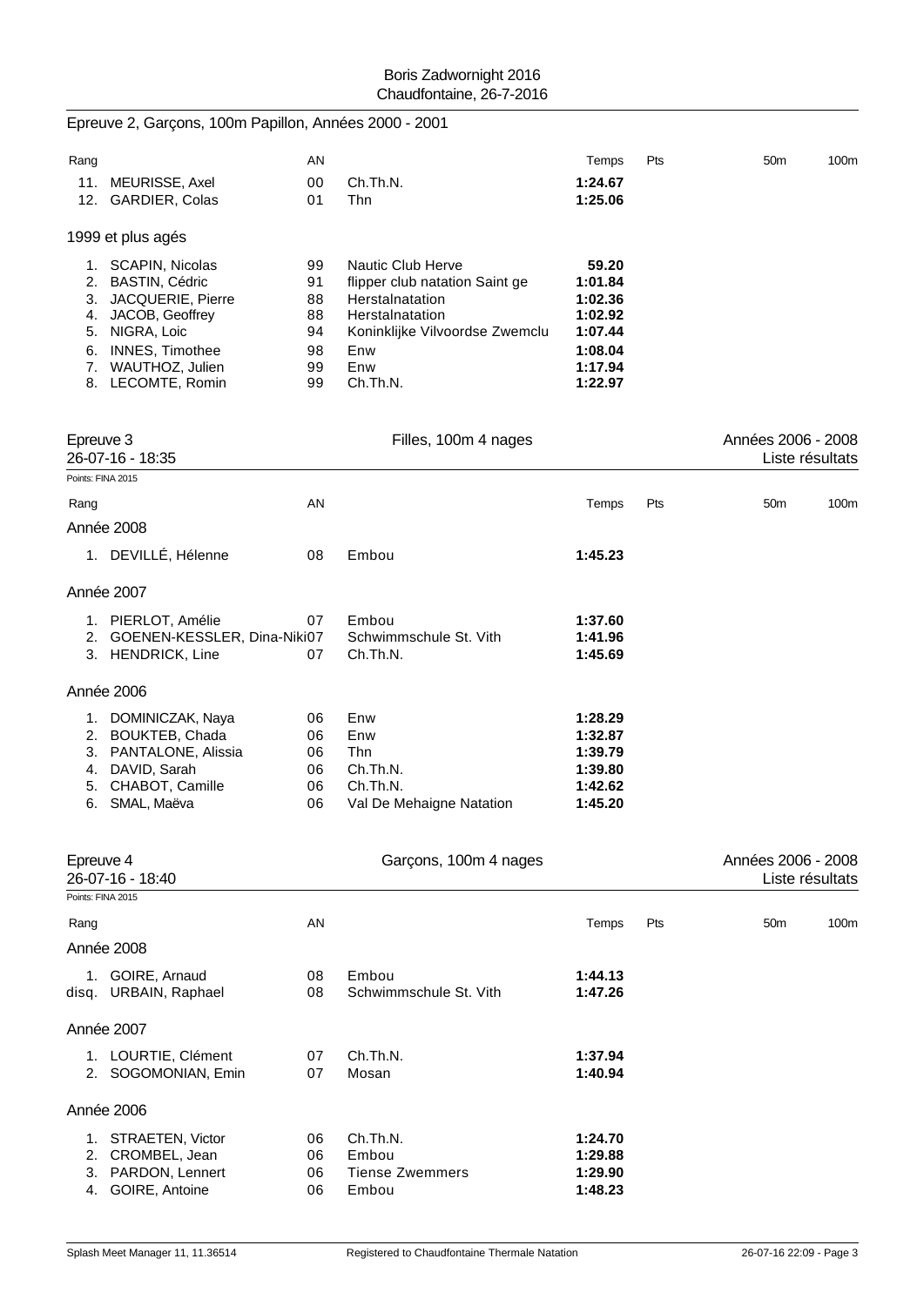Boris Zadwornight 2016
Chaudfontaine, 26-7-2016

## Epreuve 2, Garçons, 100m Papillon, Années 2000 - 2001

| Rang | | AN | | Temps | Pts | 50m | 100m |
|---|---|---|---|---|---|---|---|
| 11. | MEURISSE, Axel | 00 | Ch.Th.N. | **1:24.67** | | | |
| 12. | GARDIER, Colas | 01 | Thn | **1:25.06** | | | |

### 1999 et plus agés

| Rang | | AN | | Temps | Pts | 50m | 100m |
|---|---|---|---|---|---|---|---|
| 1. | SCAPIN, Nicolas | 99 | Nautic Club Herve | **59.20** | | | |
| 2. | BASTIN, Cédric | 91 | flipper club natation Saint ge | **1:01.84** | | | |
| 3. | JACQUERIE, Pierre | 88 | Herstalnatation | **1:02.36** | | | |
| 4. | JACOB, Geoffrey | 88 | Herstalnatation | **1:02.92** | | | |
| 5. | NIGRA, Loic | 94 | Koninklijke Vilvoordse Zwemclu | **1:07.44** | | | |
| 6. | INNES, Timothee | 98 | Enw | **1:08.04** | | | |
| 7. | WAUTHOZ, Julien | 99 | Enw | **1:17.94** | | | |
| 8. | LECOMTE, Romin | 99 | Ch.Th.N. | **1:22.97** | | | |

## Epreuve 3 — Filles, 100m 4 nages — Années 2006 - 2008

26-07-16 - 18:35 — Liste résultats

Points: FINA 2015

| Rang | | AN | | Temps | Pts | 50m | 100m |
|---|---|---|---|---|---|---|---|
| **Année 2008** | | | | | | | |
| 1. | DEVILLÉ, Hélenne | 08 | Embou | **1:45.23** | | | |
| **Année 2007** | | | | | | | |
| 1. | PIERLOT, Amélie | 07 | Embou | **1:37.60** | | | |
| 2. | GOENEN-KESSLER, Dina-Niki | 07 | Schwimmschule St. Vith | **1:41.96** | | | |
| 3. | HENDRICK, Line | 07 | Ch.Th.N. | **1:45.69** | | | |
| **Année 2006** | | | | | | | |
| 1. | DOMINICZAK, Naya | 06 | Enw | **1:28.29** | | | |
| 2. | BOUKTEB, Chada | 06 | Enw | **1:32.87** | | | |
| 3. | PANTALONE, Alissia | 06 | Thn | **1:39.79** | | | |
| 4. | DAVID, Sarah | 06 | Ch.Th.N. | **1:39.80** | | | |
| 5. | CHABOT, Camille | 06 | Ch.Th.N. | **1:42.62** | | | |
| 6. | SMAL, Maëva | 06 | Val De Mehaigne Natation | **1:45.20** | | | |

## Epreuve 4 — Garçons, 100m 4 nages — Années 2006 - 2008

26-07-16 - 18:40 — Liste résultats

Points: FINA 2015

| Rang | | AN | | Temps | Pts | 50m | 100m |
|---|---|---|---|---|---|---|---|
| **Année 2008** | | | | | | | |
| 1. | GOIRE, Arnaud | 08 | Embou | **1:44.13** | | | |
| disq. | URBAIN, Raphael | 08 | Schwimmschule St. Vith | **1:47.26** | | | |
| **Année 2007** | | | | | | | |
| 1. | LOURTIE, Clément | 07 | Ch.Th.N. | **1:37.94** | | | |
| 2. | SOGOMONIAN, Emin | 07 | Mosan | **1:40.94** | | | |
| **Année 2006** | | | | | | | |
| 1. | STRAETEN, Victor | 06 | Ch.Th.N. | **1:24.70** | | | |
| 2. | CROMBEL, Jean | 06 | Embou | **1:29.88** | | | |
| 3. | PARDON, Lennert | 06 | Tiense Zwemmers | **1:29.90** | | | |
| 4. | GOIRE, Antoine | 06 | Embou | **1:48.23** | | | |

Splash Meet Manager 11, 11.36514 — Registered to Chaudfontaine Thermale Natation — 26-07-16 22:09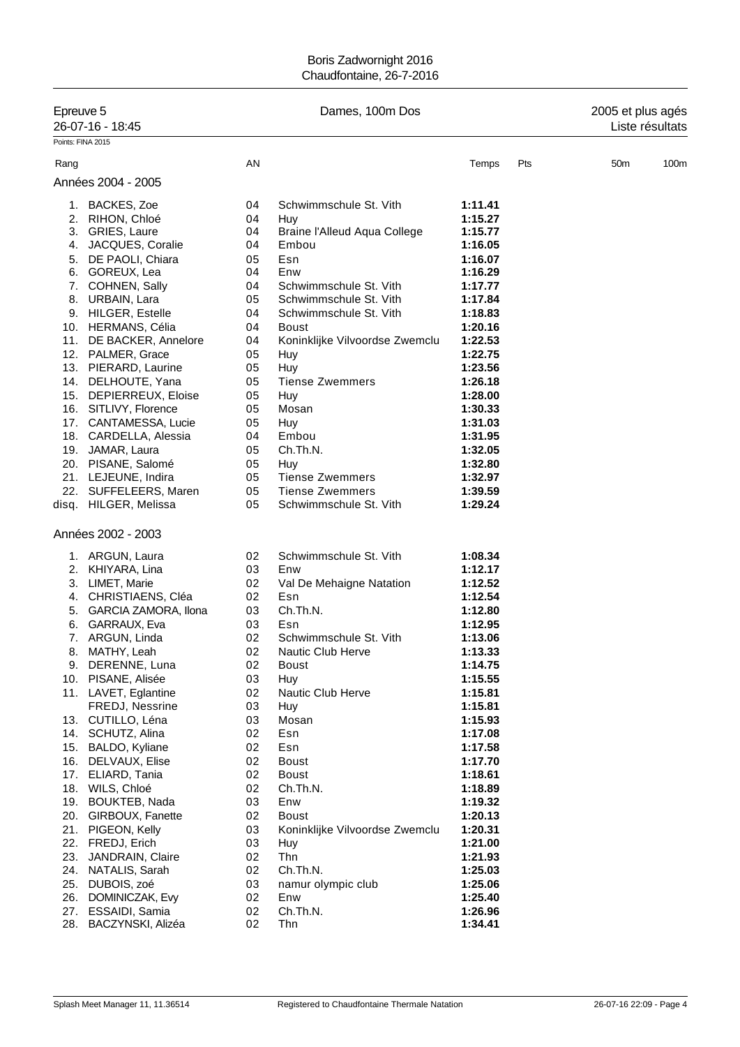Boris Zadwornight 2016
Chaudfontaine, 26-7-2016

| Epreuve 5 | Dames, 100m Dos | 2005 et plus agés |
|---|---|---|
| 26-07-16 - 18:45 | | Liste résultats |

Points: FINA 2015

| Rang | | AN | | Temps | Pts | 50m | 100m |
|---|---|---|---|---|---|---|---|
| **Années 2004 - 2005** | | | | | | | |
| 1. | BACKES, Zoe | 04 | Schwimmschule St. Vith | **1:11.41** | | | |
| 2. | RIHON, Chloé | 04 | Huy | **1:15.27** | | | |
| 3. | GRIES, Laure | 04 | Braine l'Alleud Aqua College | **1:15.77** | | | |
| 4. | JACQUES, Coralie | 04 | Embou | **1:16.05** | | | |
| 5. | DE PAOLI, Chiara | 05 | Esn | **1:16.07** | | | |
| 6. | GOREUX, Lea | 04 | Enw | **1:16.29** | | | |
| 7. | COHNEN, Sally | 04 | Schwimmschule St. Vith | **1:17.77** | | | |
| 8. | URBAIN, Lara | 05 | Schwimmschule St. Vith | **1:17.84** | | | |
| 9. | HILGER, Estelle | 04 | Schwimmschule St. Vith | **1:18.83** | | | |
| 10. | HERMANS, Célia | 04 | Boust | **1:20.16** | | | |
| 11. | DE BACKER, Annelore | 04 | Koninklijke Vilvoordse Zwemclu | **1:22.53** | | | |
| 12. | PALMER, Grace | 05 | Huy | **1:22.75** | | | |
| 13. | PIERARD, Laurine | 05 | Huy | **1:23.56** | | | |
| 14. | DELHOUTE, Yana | 05 | Tiense Zwemmers | **1:26.18** | | | |
| 15. | DEPIERREUX, Eloise | 05 | Huy | **1:28.00** | | | |
| 16. | SITLIVY, Florence | 05 | Mosan | **1:30.33** | | | |
| 17. | CANTAMESSA, Lucie | 05 | Huy | **1:31.03** | | | |
| 18. | CARDELLA, Alessia | 04 | Embou | **1:31.95** | | | |
| 19. | JAMAR, Laura | 05 | Ch.Th.N. | **1:32.05** | | | |
| 20. | PISANE, Salomé | 05 | Huy | **1:32.80** | | | |
| 21. | LEJEUNE, Indira | 05 | Tiense Zwemmers | **1:32.97** | | | |
| 22. | SUFFELEERS, Maren | 05 | Tiense Zwemmers | **1:39.59** | | | |
| disq. | HILGER, Melissa | 05 | Schwimmschule St. Vith | **1:29.24** | | | |
| **Années 2002 - 2003** | | | | | | | |
| 1. | ARGUN, Laura | 02 | Schwimmschule St. Vith | **1:08.34** | | | |
| 2. | KHIYARA, Lina | 03 | Enw | **1:12.17** | | | |
| 3. | LIMET, Marie | 02 | Val De Mehaigne Natation | **1:12.52** | | | |
| 4. | CHRISTIAENS, Cléa | 02 | Esn | **1:12.54** | | | |
| 5. | GARCIA ZAMORA, Ilona | 03 | Ch.Th.N. | **1:12.80** | | | |
| 6. | GARRAUX, Eva | 03 | Esn | **1:12.95** | | | |
| 7. | ARGUN, Linda | 02 | Schwimmschule St. Vith | **1:13.06** | | | |
| 8. | MATHY, Leah | 02 | Nautic Club Herve | **1:13.33** | | | |
| 9. | DERENNE, Luna | 02 | Boust | **1:14.75** | | | |
| 10. | PISANE, Alisée | 03 | Huy | **1:15.55** | | | |
| 11. | LAVET, Eglantine | 02 | Nautic Club Herve | **1:15.81** | | | |
| | FREDJ, Nessrine | 03 | Huy | **1:15.81** | | | |
| 13. | CUTILLO, Léna | 03 | Mosan | **1:15.93** | | | |
| 14. | SCHUTZ, Alina | 02 | Esn | **1:17.08** | | | |
| 15. | BALDO, Kyliane | 02 | Esn | **1:17.58** | | | |
| 16. | DELVAUX, Elise | 02 | Boust | **1:17.70** | | | |
| 17. | ELIARD, Tania | 02 | Boust | **1:18.61** | | | |
| 18. | WILS, Chloé | 02 | Ch.Th.N. | **1:18.89** | | | |
| 19. | BOUKTEB, Nada | 03 | Enw | **1:19.32** | | | |
| 20. | GIRBOUX, Fanette | 02 | Boust | **1:20.13** | | | |
| 21. | PIGEON, Kelly | 03 | Koninklijke Vilvoordse Zwemclu | **1:20.31** | | | |
| 22. | FREDJ, Erich | 03 | Huy | **1:21.00** | | | |
| 23. | JANDRAIN, Claire | 02 | Thn | **1:21.93** | | | |
| 24. | NATALIS, Sarah | 02 | Ch.Th.N. | **1:25.03** | | | |
| 25. | DUBOIS, zoé | 03 | namur olympic club | **1:25.06** | | | |
| 26. | DOMINICZAK, Evy | 02 | Enw | **1:25.40** | | | |
| 27. | ESSAIDI, Samia | 02 | Ch.Th.N. | **1:26.96** | | | |
| 28. | BACZYNSKI, Alizéa | 02 | Thn | **1:34.41** | | | |

Splash Meet Manager 11, 11.36514 — Registered to Chaudfontaine Thermale Natation — 26-07-16 22:09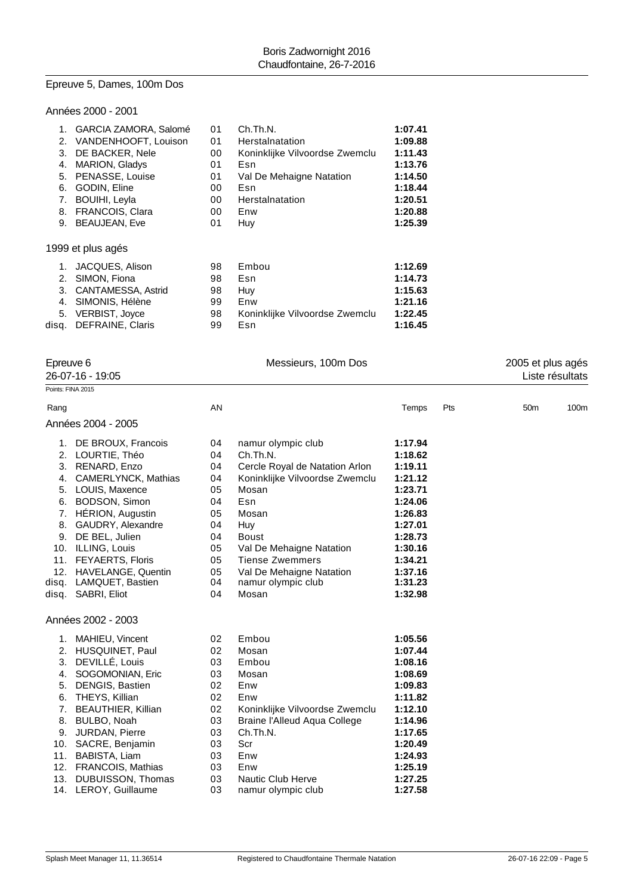## Epreuve 5, Dames, 100m Dos

### Années 2000 - 2001

| Rang | Nom | AN | Club | Temps |
|---|---|---|---|---|
| 1. | GARCIA ZAMORA, Salomé | 01 | Ch.Th.N. | **1:07.41** |
| 2. | VANDENHOOFT, Louison | 01 | Herstalnatation | **1:09.88** |
| 3. | DE BACKER, Nele | 00 | Koninklijke Vilvoordse Zwemclu | **1:11.43** |
| 4. | MARION, Gladys | 01 | Esn | **1:13.76** |
| 5. | PENASSE, Louise | 01 | Val De Mehaigne Natation | **1:14.50** |
| 6. | GODIN, Eline | 00 | Esn | **1:18.44** |
| 7. | BOUIHI, Leyla | 00 | Herstalnatation | **1:20.51** |
| 8. | FRANCOIS, Clara | 00 | Enw | **1:20.88** |
| 9. | BEAUJEAN, Eve | 01 | Huy | **1:25.39** |

### 1999 et plus agés

| Rang | Nom | AN | Club | Temps |
|---|---|---|---|---|
| 1. | JACQUES, Alison | 98 | Embou | **1:12.69** |
| 2. | SIMON, Fiona | 98 | Esn | **1:14.73** |
| 3. | CANTAMESSA, Astrid | 98 | Huy | **1:15.63** |
| 4. | SIMONIS, Hélène | 99 | Enw | **1:21.16** |
| 5. | VERBIST, Joyce | 98 | Koninklijke Vilvoordse Zwemclu | **1:22.45** |
| disq. | DEFRAINE, Claris | 99 | Esn | **1:16.45** |

## Epreuve 6 — Messieurs, 100m Dos — 2005 et plus agés

26-07-16 - 19:05 — Liste résultats

Points: FINA 2015

### Années 2004 - 2005

| Rang | Nom | AN | Club | Temps | Pts | 50m | 100m |
|---|---|---|---|---|---|---|---|
| 1. | DE BROUX, Francois | 04 | namur olympic club | **1:17.94** | | | |
| 2. | LOURTIE, Théo | 04 | Ch.Th.N. | **1:18.62** | | | |
| 3. | RENARD, Enzo | 04 | Cercle Royal de Natation Arlon | **1:19.11** | | | |
| 4. | CAMERLYNCK, Mathias | 04 | Koninklijke Vilvoordse Zwemclu | **1:21.12** | | | |
| 5. | LOUIS, Maxence | 05 | Mosan | **1:23.71** | | | |
| 6. | BODSON, Simon | 04 | Esn | **1:24.06** | | | |
| 7. | HÉRION, Augustin | 05 | Mosan | **1:26.83** | | | |
| 8. | GAUDRY, Alexandre | 04 | Huy | **1:27.01** | | | |
| 9. | DE BEL, Julien | 04 | Boust | **1:28.73** | | | |
| 10. | ILLING, Louis | 05 | Val De Mehaigne Natation | **1:30.16** | | | |
| 11. | FEYAERTS, Floris | 05 | Tiense Zwemmers | **1:34.21** | | | |
| 12. | HAVELANGE, Quentin | 05 | Val De Mehaigne Natation | **1:37.16** | | | |
| disq. | LAMQUET, Bastien | 04 | namur olympic club | **1:31.23** | | | |
| disq. | SABRI, Eliot | 04 | Mosan | **1:32.98** | | | |

### Années 2002 - 2003

| Rang | Nom | AN | Club | Temps | Pts | 50m | 100m |
|---|---|---|---|---|---|---|---|
| 1. | MAHIEU, Vincent | 02 | Embou | **1:05.56** | | | |
| 2. | HUSQUINET, Paul | 02 | Mosan | **1:07.44** | | | |
| 3. | DEVILLÉ, Louis | 03 | Embou | **1:08.16** | | | |
| 4. | SOGOMONIAN, Eric | 03 | Mosan | **1:08.69** | | | |
| 5. | DENGIS, Bastien | 02 | Enw | **1:09.83** | | | |
| 6. | THEYS, Killian | 02 | Enw | **1:11.82** | | | |
| 7. | BEAUTHIER, Killian | 02 | Koninklijke Vilvoordse Zwemclu | **1:12.10** | | | |
| 8. | BULBO, Noah | 03 | Braine l'Alleud Aqua College | **1:14.96** | | | |
| 9. | JURDAN, Pierre | 03 | Ch.Th.N. | **1:17.65** | | | |
| 10. | SACRE, Benjamin | 03 | Scr | **1:20.49** | | | |
| 11. | BABISTA, Liam | 03 | Enw | **1:24.93** | | | |
| 12. | FRANCOIS, Mathias | 03 | Enw | **1:25.19** | | | |
| 13. | DUBUISSON, Thomas | 03 | Nautic Club Herve | **1:27.25** | | | |
| 14. | LEROY, Guillaume | 03 | namur olympic club | **1:27.58** | | | |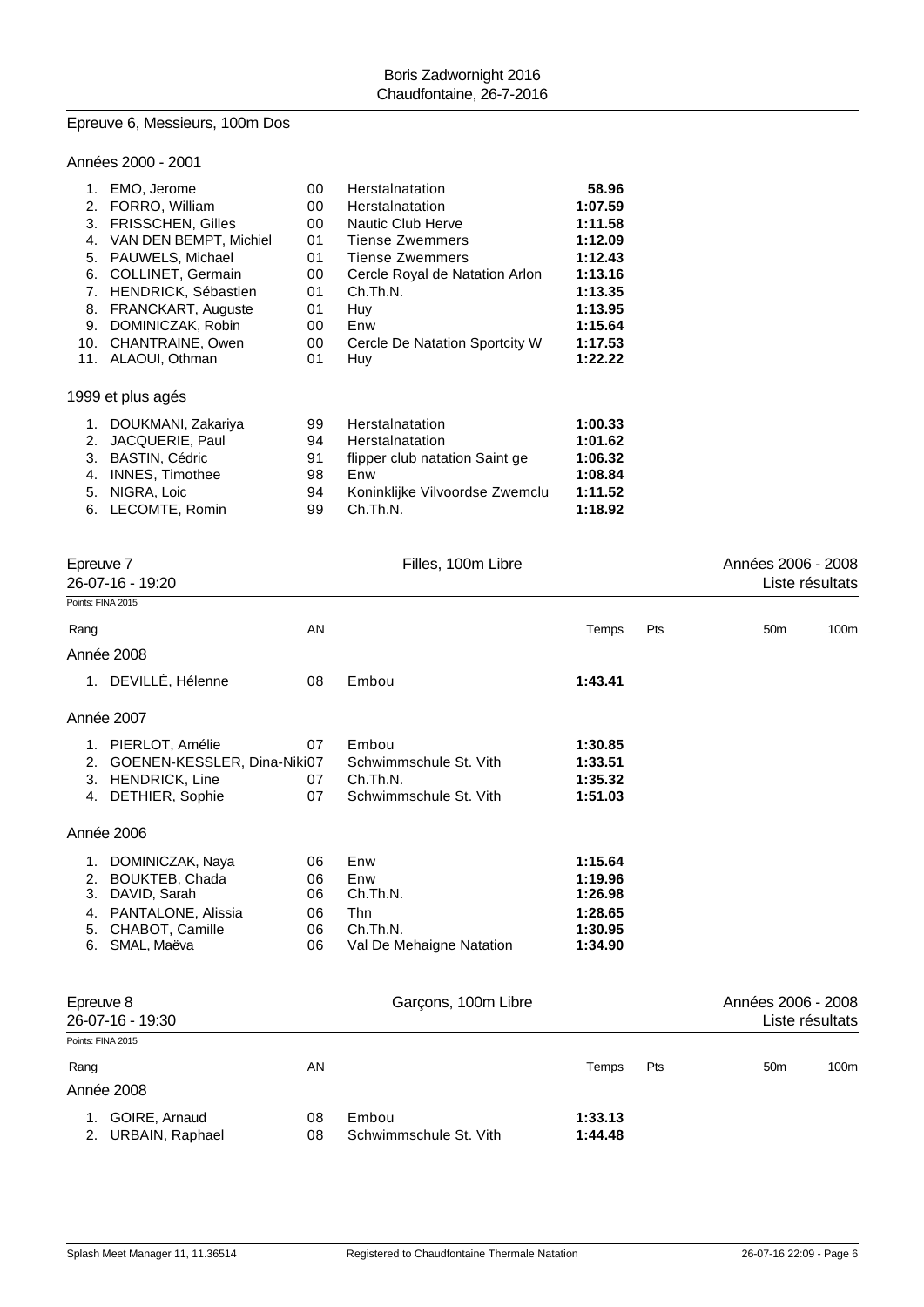## Epreuve 6, Messieurs, 100m Dos

### Années 2000 - 2001

| Rang | Nom | AN | Club | Temps |
|---|---|---|---|---|
| 1. | EMO, Jerome | 00 | Herstalnatation | **58.96** |
| 2. | FORRO, William | 00 | Herstalnatation | **1:07.59** |
| 3. | FRISSCHEN, Gilles | 00 | Nautic Club Herve | **1:11.58** |
| 4. | VAN DEN BEMPT, Michiel | 01 | Tiense Zwemmers | **1:12.09** |
| 5. | PAUWELS, Michael | 01 | Tiense Zwemmers | **1:12.43** |
| 6. | COLLINET, Germain | 00 | Cercle Royal de Natation Arlon | **1:13.16** |
| 7. | HENDRICK, Sébastien | 01 | Ch.Th.N. | **1:13.35** |
| 8. | FRANCKART, Auguste | 01 | Huy | **1:13.95** |
| 9. | DOMINICZAK, Robin | 00 | Enw | **1:15.64** |
| 10. | CHANTRAINE, Owen | 00 | Cercle De Natation Sportcity W | **1:17.53** |
| 11. | ALAOUI, Othman | 01 | Huy | **1:22.22** |

### 1999 et plus agés

| Rang | Nom | AN | Club | Temps |
|---|---|---|---|---|
| 1. | DOUKMANI, Zakariya | 99 | Herstalnatation | **1:00.33** |
| 2. | JACQUERIE, Paul | 94 | Herstalnatation | **1:01.62** |
| 3. | BASTIN, Cédric | 91 | flipper club natation Saint ge | **1:06.32** |
| 4. | INNES, Timothee | 98 | Enw | **1:08.84** |
| 5. | NIGRA, Loic | 94 | Koninklijke Vilvoordse Zwemclu | **1:11.52** |
| 6. | LECOMTE, Romin | 99 | Ch.Th.N. | **1:18.92** |

## Epreuve 7 — Filles, 100m Libre — Années 2006 - 2008

26-07-16 - 19:20 — Liste résultats

Points: FINA 2015

### Année 2008

| Rang | Nom | AN | Club | Temps | Pts | 50m | 100m |
|---|---|---|---|---|---|---|---|
| 1. | DEVILLÉ, Hélenne | 08 | Embou | **1:43.41** | | | |

### Année 2007

| Rang | Nom | AN | Club | Temps | Pts | 50m | 100m |
|---|---|---|---|---|---|---|---|
| 1. | PIERLOT, Amélie | 07 | Embou | **1:30.85** | | | |
| 2. | GOENEN-KESSLER, Dina-Niki | 07 | Schwimmschule St. Vith | **1:33.51** | | | |
| 3. | HENDRICK, Line | 07 | Ch.Th.N. | **1:35.32** | | | |
| 4. | DETHIER, Sophie | 07 | Schwimmschule St. Vith | **1:51.03** | | | |

### Année 2006

| Rang | Nom | AN | Club | Temps | Pts | 50m | 100m |
|---|---|---|---|---|---|---|---|
| 1. | DOMINICZAK, Naya | 06 | Enw | **1:15.64** | | | |
| 2. | BOUKTEB, Chada | 06 | Enw | **1:19.96** | | | |
| 3. | DAVID, Sarah | 06 | Ch.Th.N. | **1:26.98** | | | |
| 4. | PANTALONE, Alissia | 06 | Thn | **1:28.65** | | | |
| 5. | CHABOT, Camille | 06 | Ch.Th.N. | **1:30.95** | | | |
| 6. | SMAL, Maëva | 06 | Val De Mehaigne Natation | **1:34.90** | | | |

## Epreuve 8 — Garçons, 100m Libre — Années 2006 - 2008

26-07-16 - 19:30 — Liste résultats

Points: FINA 2015

### Année 2008

| Rang | Nom | AN | Club | Temps | Pts | 50m | 100m |
|---|---|---|---|---|---|---|---|
| 1. | GOIRE, Arnaud | 08 | Embou | **1:33.13** | | | |
| 2. | URBAIN, Raphael | 08 | Schwimmschule St. Vith | **1:44.48** | | | |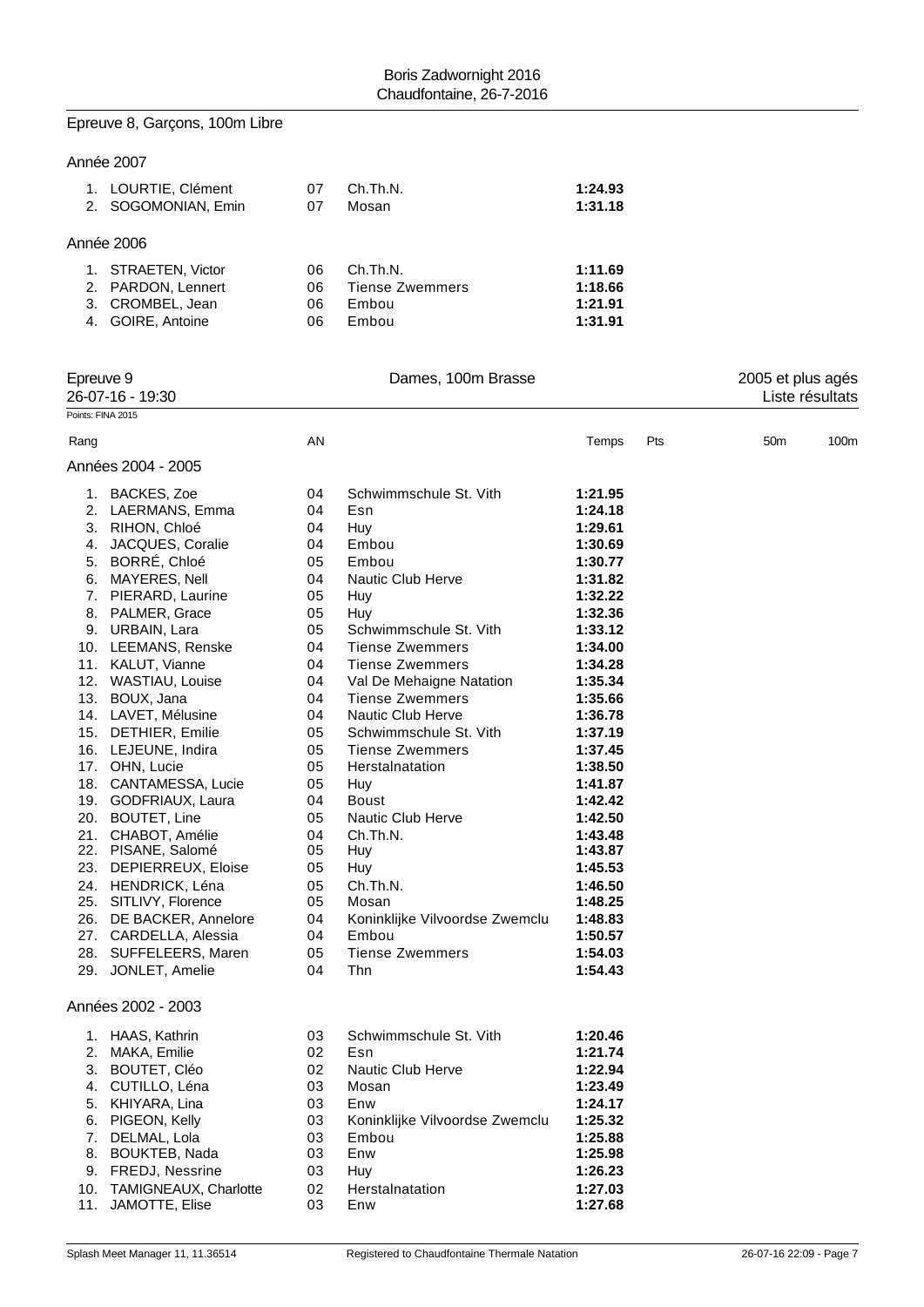Boris Zadwornight 2016
Chaudfontaine, 26-7-2016

## Epreuve 8, Garçons, 100m Libre

### Année 2007

| Rang | Nom | AN | Club | Temps |
|---|---|---|---|---|
| 1. | LOURTIE, Clément | 07 | Ch.Th.N. | **1:24.93** |
| 2. | SOGOMONIAN, Emin | 07 | Mosan | **1:31.18** |

### Année 2006

| Rang | Nom | AN | Club | Temps |
|---|---|---|---|---|
| 1. | STRAETEN, Victor | 06 | Ch.Th.N. | **1:11.69** |
| 2. | PARDON, Lennert | 06 | Tiense Zwemmers | **1:18.66** |
| 3. | CROMBEL, Jean | 06 | Embou | **1:21.91** |
| 4. | GOIRE, Antoine | 06 | Embou | **1:31.91** |

## Epreuve 9 — Dames, 100m Brasse — 2005 et plus agés

26-07-16 - 19:30 — Liste résultats

Points: FINA 2015

### Années 2004 - 2005

| Rang | Nom | AN | Club | Temps | Pts | 50m | 100m |
|---|---|---|---|---|---|---|---|
| 1. | BACKES, Zoe | 04 | Schwimmschule St. Vith | **1:21.95** | | | |
| 2. | LAERMANS, Emma | 04 | Esn | **1:24.18** | | | |
| 3. | RIHON, Chloé | 04 | Huy | **1:29.61** | | | |
| 4. | JACQUES, Coralie | 04 | Embou | **1:30.69** | | | |
| 5. | BORRÉ, Chloé | 05 | Embou | **1:30.77** | | | |
| 6. | MAYERES, Nell | 04 | Nautic Club Herve | **1:31.82** | | | |
| 7. | PIERARD, Laurine | 05 | Huy | **1:32.22** | | | |
| 8. | PALMER, Grace | 05 | Huy | **1:32.36** | | | |
| 9. | URBAIN, Lara | 05 | Schwimmschule St. Vith | **1:33.12** | | | |
| 10. | LEEMANS, Renske | 04 | Tiense Zwemmers | **1:34.00** | | | |
| 11. | KALUT, Vianne | 04 | Tiense Zwemmers | **1:34.28** | | | |
| 12. | WASTIAU, Louise | 04 | Val De Mehaigne Natation | **1:35.34** | | | |
| 13. | BOUX, Jana | 04 | Tiense Zwemmers | **1:35.66** | | | |
| 14. | LAVET, Mélusine | 04 | Nautic Club Herve | **1:36.78** | | | |
| 15. | DETHIER, Emilie | 05 | Schwimmschule St. Vith | **1:37.19** | | | |
| 16. | LEJEUNE, Indira | 05 | Tiense Zwemmers | **1:37.45** | | | |
| 17. | OHN, Lucie | 05 | Herstalnatation | **1:38.50** | | | |
| 18. | CANTAMESSA, Lucie | 05 | Huy | **1:41.87** | | | |
| 19. | GODFRIAUX, Laura | 04 | Boust | **1:42.42** | | | |
| 20. | BOUTET, Line | 05 | Nautic Club Herve | **1:42.50** | | | |
| 21. | CHABOT, Amélie | 04 | Ch.Th.N. | **1:43.48** | | | |
| 22. | PISANE, Salomé | 05 | Huy | **1:43.87** | | | |
| 23. | DEPIERREUX, Eloise | 05 | Huy | **1:45.53** | | | |
| 24. | HENDRICK, Léna | 05 | Ch.Th.N. | **1:46.50** | | | |
| 25. | SITLIVY, Florence | 05 | Mosan | **1:48.25** | | | |
| 26. | DE BACKER, Annelore | 04 | Koninklijke Vilvoordse Zwemclu | **1:48.83** | | | |
| 27. | CARDELLA, Alessia | 04 | Embou | **1:50.57** | | | |
| 28. | SUFFELEERS, Maren | 05 | Tiense Zwemmers | **1:54.03** | | | |
| 29. | JONLET, Amelie | 04 | Thn | **1:54.43** | | | |

### Années 2002 - 2003

| Rang | Nom | AN | Club | Temps | Pts | 50m | 100m |
|---|---|---|---|---|---|---|---|
| 1. | HAAS, Kathrin | 03 | Schwimmschule St. Vith | **1:20.46** | | | |
| 2. | MAKA, Emilie | 02 | Esn | **1:21.74** | | | |
| 3. | BOUTET, Cléo | 02 | Nautic Club Herve | **1:22.94** | | | |
| 4. | CUTILLO, Léna | 03 | Mosan | **1:23.49** | | | |
| 5. | KHIYARA, Lina | 03 | Enw | **1:24.17** | | | |
| 6. | PIGEON, Kelly | 03 | Koninklijke Vilvoordse Zwemclu | **1:25.32** | | | |
| 7. | DELMAL, Lola | 03 | Embou | **1:25.88** | | | |
| 8. | BOUKTEB, Nada | 03 | Enw | **1:25.98** | | | |
| 9. | FREDJ, Nessrine | 03 | Huy | **1:26.23** | | | |
| 10. | TAMIGNEAUX, Charlotte | 02 | Herstalnatation | **1:27.03** | | | |
| 11. | JAMOTTE, Elise | 03 | Enw | **1:27.68** | | | |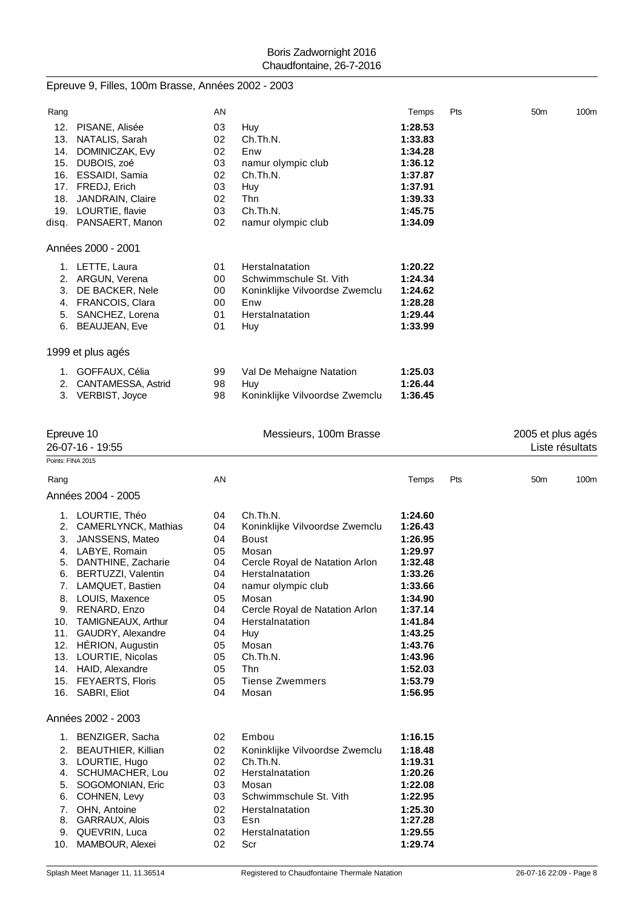## Epreuve 9, Filles, 100m Brasse, Années 2002 - 2003

| Rang | | AN | | Temps | Pts | 50m | 100m |
|---|---|---|---|---|---|---|---|
| 12. | PISANE, Alisée | 03 | Huy | **1:28.53** | | | |
| 13. | NATALIS, Sarah | 02 | Ch.Th.N. | **1:33.83** | | | |
| 14. | DOMINICZAK, Evy | 02 | Enw | **1:34.28** | | | |
| 15. | DUBOIS, zoé | 03 | namur olympic club | **1:36.12** | | | |
| 16. | ESSAIDI, Samia | 02 | Ch.Th.N. | **1:37.87** | | | |
| 17. | FREDJ, Erich | 03 | Huy | **1:37.91** | | | |
| 18. | JANDRAIN, Claire | 02 | Thn | **1:39.33** | | | |
| 19. | LOURTIE, flavie | 03 | Ch.Th.N. | **1:45.75** | | | |
| disq. | PANSAERT, Manon | 02 | namur olympic club | **1:34.09** | | | |

### Années 2000 - 2001

| Rang | | AN | | Temps |
|---|---|---|---|---|
| 1. | LETTE, Laura | 01 | Herstalnatation | **1:20.22** |
| 2. | ARGUN, Verena | 00 | Schwimmschule St. Vith | **1:24.34** |
| 3. | DE BACKER, Nele | 00 | Koninklijke Vilvoordse Zwemclu | **1:24.62** |
| 4. | FRANCOIS, Clara | 00 | Enw | **1:28.28** |
| 5. | SANCHEZ, Lorena | 01 | Herstalnatation | **1:29.44** |
| 6. | BEAUJEAN, Eve | 01 | Huy | **1:33.99** |

### 1999 et plus agés

| Rang | | AN | | Temps |
|---|---|---|---|---|
| 1. | GOFFAUX, Célia | 99 | Val De Mehaigne Natation | **1:25.03** |
| 2. | CANTAMESSA, Astrid | 98 | Huy | **1:26.44** |
| 3. | VERBIST, Joyce | 98 | Koninklijke Vilvoordse Zwemclu | **1:36.45** |

## Epreuve 10 — Messieurs, 100m Brasse — 2005 et plus agés

26-07-16 - 19:55 — Liste résultats

Points: FINA 2015

### Années 2004 - 2005

| Rang | | AN | | Temps | Pts | 50m | 100m |
|---|---|---|---|---|---|---|---|
| 1. | LOURTIE, Théo | 04 | Ch.Th.N. | **1:24.60** | | | |
| 2. | CAMERLYNCK, Mathias | 04 | Koninklijke Vilvoordse Zwemclu | **1:26.43** | | | |
| 3. | JANSSENS, Mateo | 04 | Boust | **1:26.95** | | | |
| 4. | LABYE, Romain | 05 | Mosan | **1:29.97** | | | |
| 5. | DANTHINE, Zacharie | 04 | Cercle Royal de Natation Arlon | **1:32.48** | | | |
| 6. | BERTUZZI, Valentin | 04 | Herstalnatation | **1:33.26** | | | |
| 7. | LAMQUET, Bastien | 04 | namur olympic club | **1:33.66** | | | |
| 8. | LOUIS, Maxence | 05 | Mosan | **1:34.90** | | | |
| 9. | RENARD, Enzo | 04 | Cercle Royal de Natation Arlon | **1:37.14** | | | |
| 10. | TAMIGNEAUX, Arthur | 04 | Herstalnatation | **1:41.84** | | | |
| 11. | GAUDRY, Alexandre | 04 | Huy | **1:43.25** | | | |
| 12. | HÉRION, Augustin | 05 | Mosan | **1:43.76** | | | |
| 13. | LOURTIE, Nicolas | 05 | Ch.Th.N. | **1:43.96** | | | |
| 14. | HAID, Alexandre | 05 | Thn | **1:52.03** | | | |
| 15. | FEYAERTS, Floris | 05 | Tiense Zwemmers | **1:53.79** | | | |
| 16. | SABRI, Eliot | 04 | Mosan | **1:56.95** | | | |

### Années 2002 - 2003

| Rang | | AN | | Temps |
|---|---|---|---|---|
| 1. | BENZIGER, Sacha | 02 | Embou | **1:16.15** |
| 2. | BEAUTHIER, Killian | 02 | Koninklijke Vilvoordse Zwemclu | **1:18.48** |
| 3. | LOURTIE, Hugo | 02 | Ch.Th.N. | **1:19.31** |
| 4. | SCHUMACHER, Lou | 02 | Herstalnatation | **1:20.26** |
| 5. | SOGOMONIAN, Eric | 03 | Mosan | **1:22.08** |
| 6. | COHNEN, Levy | 03 | Schwimmschule St. Vith | **1:22.95** |
| 7. | OHN, Antoine | 02 | Herstalnatation | **1:25.30** |
| 8. | GARRAUX, Alois | 03 | Esn | **1:27.28** |
| 9. | QUEVRIN, Luca | 02 | Herstalnatation | **1:29.55** |
| 10. | MAMBOUR, Alexei | 02 | Scr | **1:29.74** |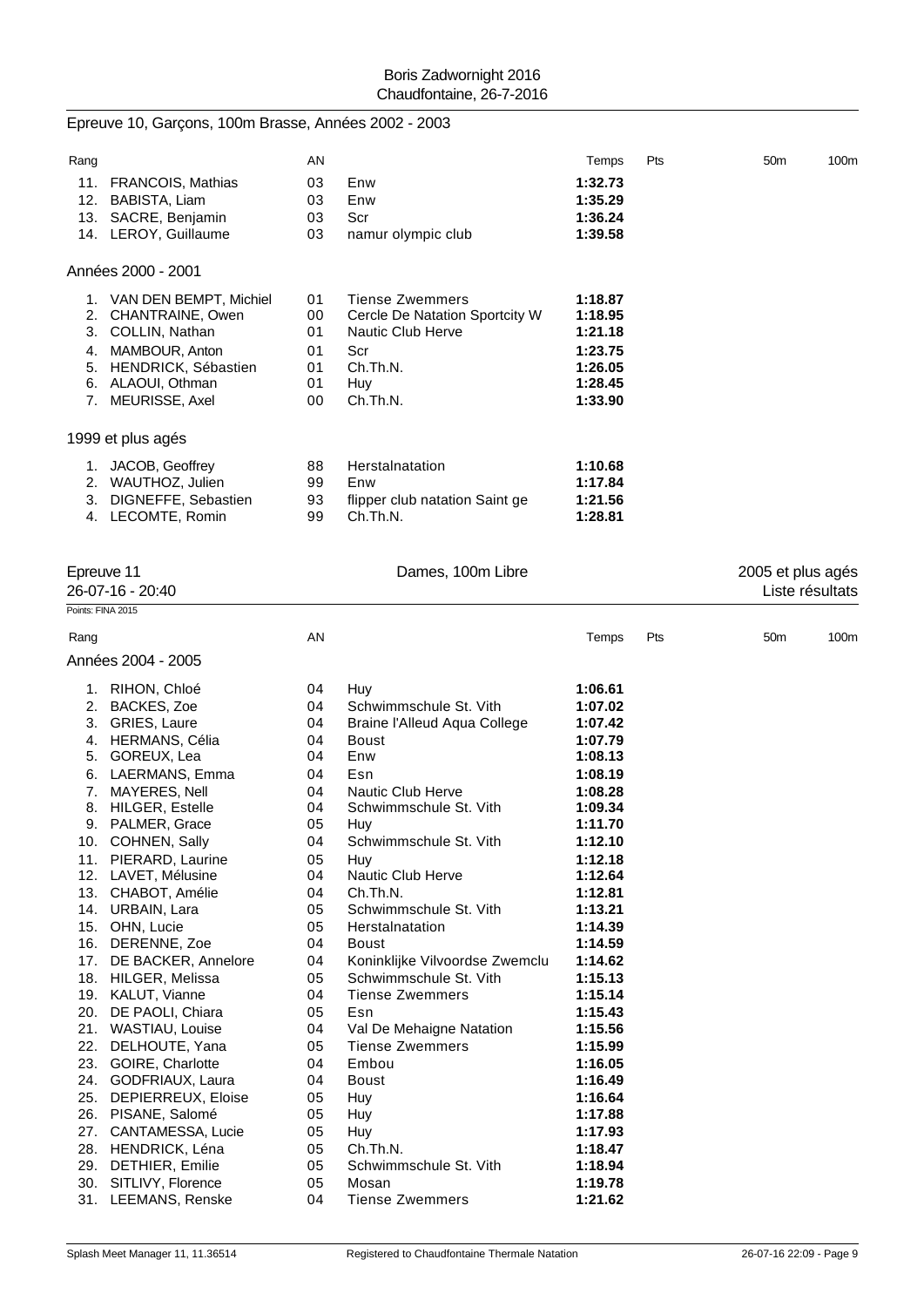## Epreuve 10, Garçons, 100m Brasse, Années 2002 - 2003

| Rang | | AN | | Temps | Pts | 50m | 100m |
|---|---|---|---|---|---|---|---|
| 11. | FRANCOIS, Mathias | 03 | Enw | **1:32.73** | | | |
| 12. | BABISTA, Liam | 03 | Enw | **1:35.29** | | | |
| 13. | SACRE, Benjamin | 03 | Scr | **1:36.24** | | | |
| 14. | LEROY, Guillaume | 03 | namur olympic club | **1:39.58** | | | |

### Années 2000 - 2001

| Rang | | AN | | Temps | Pts | 50m | 100m |
|---|---|---|---|---|---|---|---|
| 1. | VAN DEN BEMPT, Michiel | 01 | Tiense Zwemmers | **1:18.87** | | | |
| 2. | CHANTRAINE, Owen | 00 | Cercle De Natation Sportcity W | **1:18.95** | | | |
| 3. | COLLIN, Nathan | 01 | Nautic Club Herve | **1:21.18** | | | |
| 4. | MAMBOUR, Anton | 01 | Scr | **1:23.75** | | | |
| 5. | HENDRICK, Sébastien | 01 | Ch.Th.N. | **1:26.05** | | | |
| 6. | ALAOUI, Othman | 01 | Huy | **1:28.45** | | | |
| 7. | MEURISSE, Axel | 00 | Ch.Th.N. | **1:33.90** | | | |

### 1999 et plus agés

| Rang | | AN | | Temps | Pts | 50m | 100m |
|---|---|---|---|---|---|---|---|
| 1. | JACOB, Geoffrey | 88 | Herstalnatation | **1:10.68** | | | |
| 2. | WAUTHOZ, Julien | 99 | Enw | **1:17.84** | | | |
| 3. | DIGNEFFE, Sebastien | 93 | flipper club natation Saint ge | **1:21.56** | | | |
| 4. | LECOMTE, Romin | 99 | Ch.Th.N. | **1:28.81** | | | |

## Epreuve 11 — Dames, 100m Libre — 2005 et plus agés

26-07-16 - 20:40 — Liste résultats

Points: FINA 2015

### Années 2004 - 2005

| Rang | | AN | | Temps | Pts | 50m | 100m |
|---|---|---|---|---|---|---|---|
| 1. | RIHON, Chloé | 04 | Huy | **1:06.61** | | | |
| 2. | BACKES, Zoe | 04 | Schwimmschule St. Vith | **1:07.02** | | | |
| 3. | GRIES, Laure | 04 | Braine l'Alleud Aqua College | **1:07.42** | | | |
| 4. | HERMANS, Célia | 04 | Boust | **1:07.79** | | | |
| 5. | GOREUX, Lea | 04 | Enw | **1:08.13** | | | |
| 6. | LAERMANS, Emma | 04 | Esn | **1:08.19** | | | |
| 7. | MAYERES, Nell | 04 | Nautic Club Herve | **1:08.28** | | | |
| 8. | HILGER, Estelle | 04 | Schwimmschule St. Vith | **1:09.34** | | | |
| 9. | PALMER, Grace | 05 | Huy | **1:11.70** | | | |
| 10. | COHNEN, Sally | 04 | Schwimmschule St. Vith | **1:12.10** | | | |
| 11. | PIERARD, Laurine | 05 | Huy | **1:12.18** | | | |
| 12. | LAVET, Mélusine | 04 | Nautic Club Herve | **1:12.64** | | | |
| 13. | CHABOT, Amélie | 04 | Ch.Th.N. | **1:12.81** | | | |
| 14. | URBAIN, Lara | 05 | Schwimmschule St. Vith | **1:13.21** | | | |
| 15. | OHN, Lucie | 05 | Herstalnatation | **1:14.39** | | | |
| 16. | DERENNE, Zoe | 04 | Boust | **1:14.59** | | | |
| 17. | DE BACKER, Annelore | 04 | Koninklijke Vilvoordse Zwemclu | **1:14.62** | | | |
| 18. | HILGER, Melissa | 05 | Schwimmschule St. Vith | **1:15.13** | | | |
| 19. | KALUT, Vianne | 04 | Tiense Zwemmers | **1:15.14** | | | |
| 20. | DE PAOLI, Chiara | 05 | Esn | **1:15.43** | | | |
| 21. | WASTIAU, Louise | 04 | Val De Mehaigne Natation | **1:15.56** | | | |
| 22. | DELHOUTE, Yana | 05 | Tiense Zwemmers | **1:15.99** | | | |
| 23. | GOIRE, Charlotte | 04 | Embou | **1:16.05** | | | |
| 24. | GODFRIAUX, Laura | 04 | Boust | **1:16.49** | | | |
| 25. | DEPIERREUX, Eloise | 05 | Huy | **1:16.64** | | | |
| 26. | PISANE, Salomé | 05 | Huy | **1:17.88** | | | |
| 27. | CANTAMESSA, Lucie | 05 | Huy | **1:17.93** | | | |
| 28. | HENDRICK, Léna | 05 | Ch.Th.N. | **1:18.47** | | | |
| 29. | DETHIER, Emilie | 05 | Schwimmschule St. Vith | **1:18.94** | | | |
| 30. | SITLIVY, Florence | 05 | Mosan | **1:19.78** | | | |
| 31. | LEEMANS, Renske | 04 | Tiense Zwemmers | **1:21.62** | | | |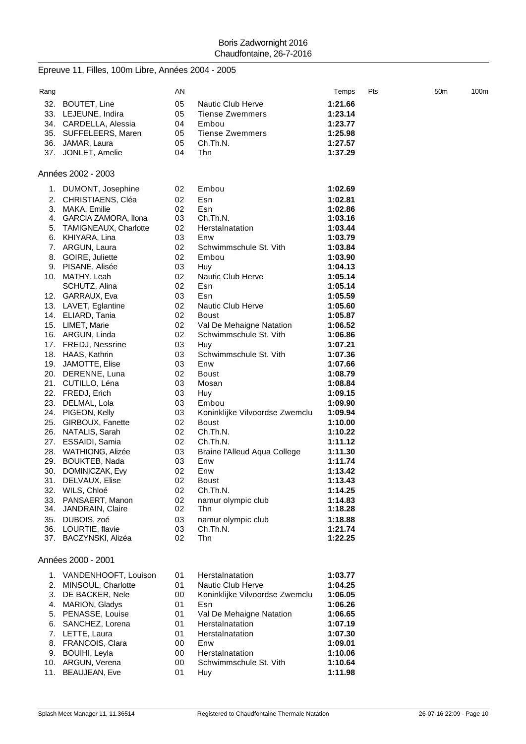## Epreuve 11, Filles, 100m Libre, Années 2004 - 2005

| Rang | | AN | | Temps | Pts | 50m | 100m |
|---|---|---|---|---|---|---|---|
| 32. | BOUTET, Line | 05 | Nautic Club Herve | **1:21.66** | | | |
| 33. | LEJEUNE, Indira | 05 | Tiense Zwemmers | **1:23.14** | | | |
| 34. | CARDELLA, Alessia | 04 | Embou | **1:23.77** | | | |
| 35. | SUFFELEERS, Maren | 05 | Tiense Zwemmers | **1:25.98** | | | |
| 36. | JAMAR, Laura | 05 | Ch.Th.N. | **1:27.57** | | | |
| 37. | JONLET, Amelie | 04 | Thn | **1:37.29** | | | |

### Années 2002 - 2003

| Rang | | AN | | Temps |
|---|---|---|---|---|
| 1. | DUMONT, Josephine | 02 | Embou | **1:02.69** |
| 2. | CHRISTIAENS, Cléa | 02 | Esn | **1:02.81** |
| 3. | MAKA, Emilie | 02 | Esn | **1:02.86** |
| 4. | GARCIA ZAMORA, Ilona | 03 | Ch.Th.N. | **1:03.16** |
| 5. | TAMIGNEAUX, Charlotte | 02 | Herstalnatation | **1:03.44** |
| 6. | KHIYARA, Lina | 03 | Enw | **1:03.79** |
| 7. | ARGUN, Laura | 02 | Schwimmschule St. Vith | **1:03.84** |
| 8. | GOIRE, Juliette | 02 | Embou | **1:03.90** |
| 9. | PISANE, Alisée | 03 | Huy | **1:04.13** |
| 10. | MATHY, Leah | 02 | Nautic Club Herve | **1:05.14** |
| | SCHUTZ, Alina | 02 | Esn | **1:05.14** |
| 12. | GARRAUX, Eva | 03 | Esn | **1:05.59** |
| 13. | LAVET, Eglantine | 02 | Nautic Club Herve | **1:05.60** |
| 14. | ELIARD, Tania | 02 | Boust | **1:05.87** |
| 15. | LIMET, Marie | 02 | Val De Mehaigne Natation | **1:06.52** |
| 16. | ARGUN, Linda | 02 | Schwimmschule St. Vith | **1:06.86** |
| 17. | FREDJ, Nessrine | 03 | Huy | **1:07.21** |
| 18. | HAAS, Kathrin | 03 | Schwimmschule St. Vith | **1:07.36** |
| 19. | JAMOTTE, Elise | 03 | Enw | **1:07.66** |
| 20. | DERENNE, Luna | 02 | Boust | **1:08.79** |
| 21. | CUTILLO, Léna | 03 | Mosan | **1:08.84** |
| 22. | FREDJ, Erich | 03 | Huy | **1:09.15** |
| 23. | DELMAL, Lola | 03 | Embou | **1:09.90** |
| 24. | PIGEON, Kelly | 03 | Koninklijke Vilvoordse Zwemclu | **1:09.94** |
| 25. | GIRBOUX, Fanette | 02 | Boust | **1:10.00** |
| 26. | NATALIS, Sarah | 02 | Ch.Th.N. | **1:10.22** |
| 27. | ESSAIDI, Samia | 02 | Ch.Th.N. | **1:11.12** |
| 28. | WATHIONG, Alizée | 03 | Braine l'Alleud Aqua College | **1:11.30** |
| 29. | BOUKTEB, Nada | 03 | Enw | **1:11.74** |
| 30. | DOMINICZAK, Evy | 02 | Enw | **1:13.42** |
| 31. | DELVAUX, Elise | 02 | Boust | **1:13.43** |
| 32. | WILS, Chloé | 02 | Ch.Th.N. | **1:14.25** |
| 33. | PANSAERT, Manon | 02 | namur olympic club | **1:14.83** |
| 34. | JANDRAIN, Claire | 02 | Thn | **1:18.28** |
| 35. | DUBOIS, zoé | 03 | namur olympic club | **1:18.88** |
| 36. | LOURTIE, flavie | 03 | Ch.Th.N. | **1:21.74** |
| 37. | BACZYNSKI, Alizéa | 02 | Thn | **1:22.25** |

### Années 2000 - 2001

| Rang | | AN | | Temps |
|---|---|---|---|---|
| 1. | VANDENHOOFT, Louison | 01 | Herstalnatation | **1:03.77** |
| 2. | MINSOUL, Charlotte | 01 | Nautic Club Herve | **1:04.25** |
| 3. | DE BACKER, Nele | 00 | Koninklijke Vilvoordse Zwemclu | **1:06.05** |
| 4. | MARION, Gladys | 01 | Esn | **1:06.26** |
| 5. | PENASSE, Louise | 01 | Val De Mehaigne Natation | **1:06.65** |
| 6. | SANCHEZ, Lorena | 01 | Herstalnatation | **1:07.19** |
| 7. | LETTE, Laura | 01 | Herstalnatation | **1:07.30** |
| 8. | FRANCOIS, Clara | 00 | Enw | **1:09.01** |
| 9. | BOUIHI, Leyla | 00 | Herstalnatation | **1:10.06** |
| 10. | ARGUN, Verena | 00 | Schwimmschule St. Vith | **1:10.64** |
| 11. | BEAUJEAN, Eve | 01 | Huy | **1:11.98** |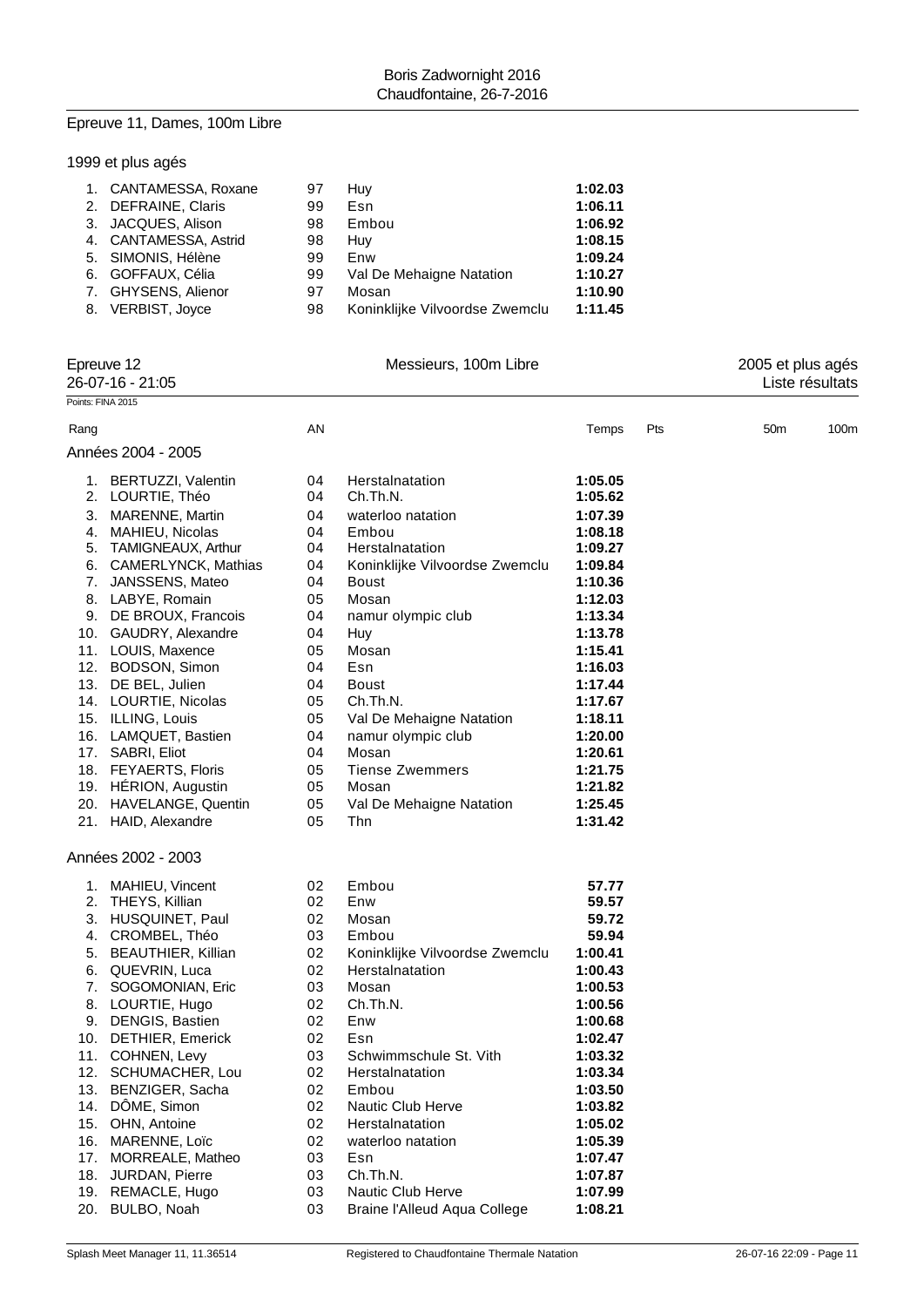## Epreuve 11, Dames, 100m Libre

### 1999 et plus agés

| Rang | Nom | AN | Club | Temps |
|---|---|---|---|---|
| 1. | CANTAMESSA, Roxane | 97 | Huy | **1:02.03** |
| 2. | DEFRAINE, Claris | 99 | Esn | **1:06.11** |
| 3. | JACQUES, Alison | 98 | Embou | **1:06.92** |
| 4. | CANTAMESSA, Astrid | 98 | Huy | **1:08.15** |
| 5. | SIMONIS, Hélène | 99 | Enw | **1:09.24** |
| 6. | GOFFAUX, Célia | 99 | Val De Mehaigne Natation | **1:10.27** |
| 7. | GHYSENS, Alienor | 97 | Mosan | **1:10.90** |
| 8. | VERBIST, Joyce | 98 | Koninklijke Vilvoordse Zwemclu | **1:11.45** |

## Epreuve 12 — Messieurs, 100m Libre — 2005 et plus agés

26-07-16 - 21:05 — Liste résultats

Points: FINA 2015

### Années 2004 - 2005

| Rang | Nom | AN | Club | Temps | Pts | 50m | 100m |
|---|---|---|---|---|---|---|---|
| 1. | BERTUZZI, Valentin | 04 | Herstalnatation | **1:05.05** | | | |
| 2. | LOURTIE, Théo | 04 | Ch.Th.N. | **1:05.62** | | | |
| 3. | MARENNE, Martin | 04 | waterloo natation | **1:07.39** | | | |
| 4. | MAHIEU, Nicolas | 04 | Embou | **1:08.18** | | | |
| 5. | TAMIGNEAUX, Arthur | 04 | Herstalnatation | **1:09.27** | | | |
| 6. | CAMERLYNCK, Mathias | 04 | Koninklijke Vilvoordse Zwemclu | **1:09.84** | | | |
| 7. | JANSSENS, Mateo | 04 | Boust | **1:10.36** | | | |
| 8. | LABYE, Romain | 05 | Mosan | **1:12.03** | | | |
| 9. | DE BROUX, Francois | 04 | namur olympic club | **1:13.34** | | | |
| 10. | GAUDRY, Alexandre | 04 | Huy | **1:13.78** | | | |
| 11. | LOUIS, Maxence | 05 | Mosan | **1:15.41** | | | |
| 12. | BODSON, Simon | 04 | Esn | **1:16.03** | | | |
| 13. | DE BEL, Julien | 04 | Boust | **1:17.44** | | | |
| 14. | LOURTIE, Nicolas | 05 | Ch.Th.N. | **1:17.67** | | | |
| 15. | ILLING, Louis | 05 | Val De Mehaigne Natation | **1:18.11** | | | |
| 16. | LAMQUET, Bastien | 04 | namur olympic club | **1:20.00** | | | |
| 17. | SABRI, Eliot | 04 | Mosan | **1:20.61** | | | |
| 18. | FEYAERTS, Floris | 05 | Tiense Zwemmers | **1:21.75** | | | |
| 19. | HÉRION, Augustin | 05 | Mosan | **1:21.82** | | | |
| 20. | HAVELANGE, Quentin | 05 | Val De Mehaigne Natation | **1:25.45** | | | |
| 21. | HAID, Alexandre | 05 | Thn | **1:31.42** | | | |

### Années 2002 - 2003

| Rang | Nom | AN | Club | Temps | Pts | 50m | 100m |
|---|---|---|---|---|---|---|---|
| 1. | MAHIEU, Vincent | 02 | Embou | **57.77** | | | |
| 2. | THEYS, Killian | 02 | Enw | **59.57** | | | |
| 3. | HUSQUINET, Paul | 02 | Mosan | **59.72** | | | |
| 4. | CROMBEL, Théo | 03 | Embou | **59.94** | | | |
| 5. | BEAUTHIER, Killian | 02 | Koninklijke Vilvoordse Zwemclu | **1:00.41** | | | |
| 6. | QUEVRIN, Luca | 02 | Herstalnatation | **1:00.43** | | | |
| 7. | SOGOMONIAN, Eric | 03 | Mosan | **1:00.53** | | | |
| 8. | LOURTIE, Hugo | 02 | Ch.Th.N. | **1:00.56** | | | |
| 9. | DENGIS, Bastien | 02 | Enw | **1:00.68** | | | |
| 10. | DETHIER, Emerick | 02 | Esn | **1:02.47** | | | |
| 11. | COHNEN, Levy | 03 | Schwimmschule St. Vith | **1:03.32** | | | |
| 12. | SCHUMACHER, Lou | 02 | Herstalnatation | **1:03.34** | | | |
| 13. | BENZIGER, Sacha | 02 | Embou | **1:03.50** | | | |
| 14. | DÔME, Simon | 02 | Nautic Club Herve | **1:03.82** | | | |
| 15. | OHN, Antoine | 02 | Herstalnatation | **1:05.02** | | | |
| 16. | MARENNE, Loïc | 02 | waterloo natation | **1:05.39** | | | |
| 17. | MORREALE, Matheo | 03 | Esn | **1:07.47** | | | |
| 18. | JURDAN, Pierre | 03 | Ch.Th.N. | **1:07.87** | | | |
| 19. | REMACLE, Hugo | 03 | Nautic Club Herve | **1:07.99** | | | |
| 20. | BULBO, Noah | 03 | Braine l'Alleud Aqua College | **1:08.21** | | | |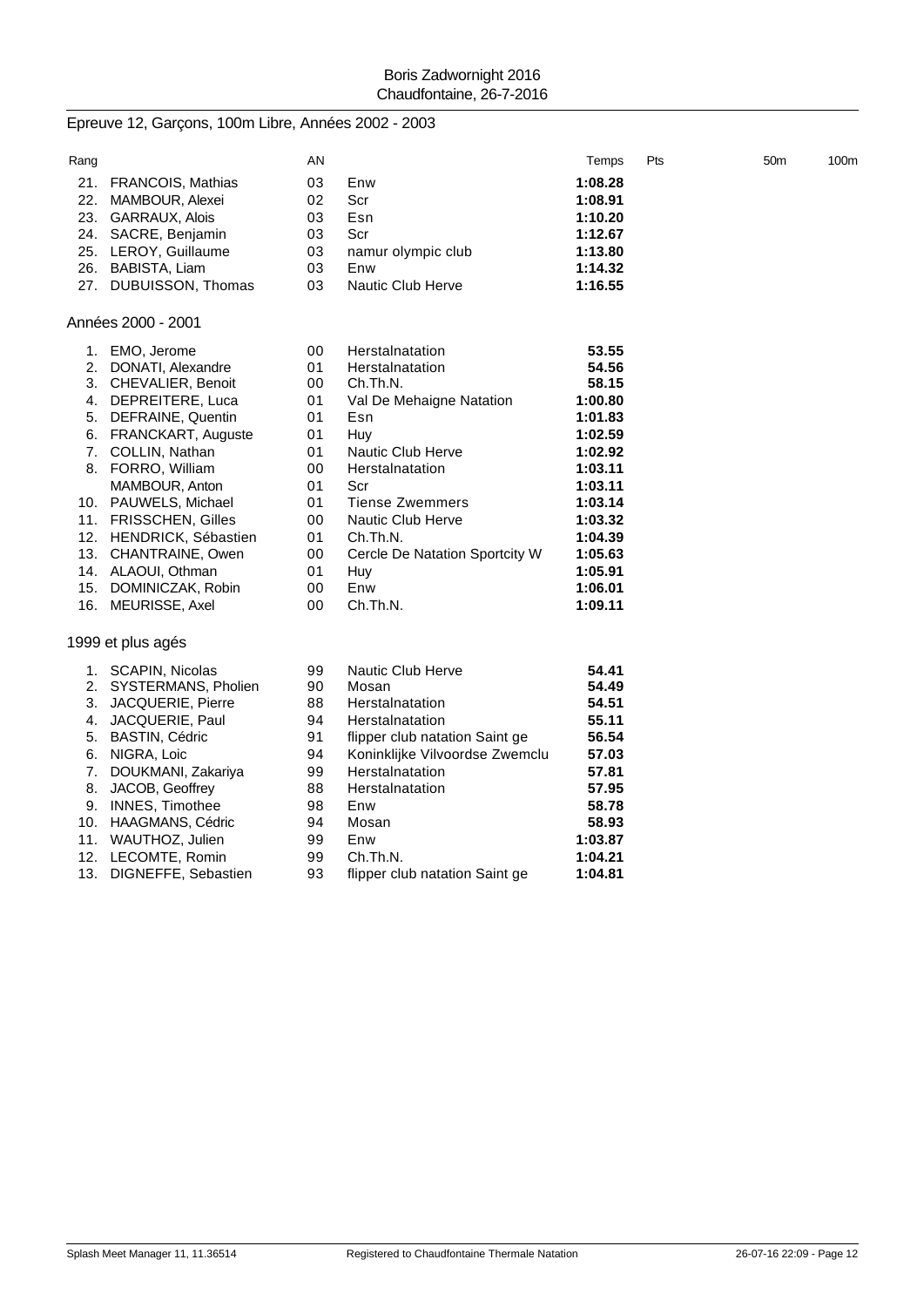## Epreuve 12, Garçons, 100m Libre, Années 2002 - 2003

| Rang | | AN | | Temps | Pts | 50m | 100m |
|---|---|---|---|---|---|---|---|
| 21. | FRANCOIS, Mathias | 03 | Enw | **1:08.28** | | | |
| 22. | MAMBOUR, Alexei | 02 | Scr | **1:08.91** | | | |
| 23. | GARRAUX, Alois | 03 | Esn | **1:10.20** | | | |
| 24. | SACRE, Benjamin | 03 | Scr | **1:12.67** | | | |
| 25. | LEROY, Guillaume | 03 | namur olympic club | **1:13.80** | | | |
| 26. | BABISTA, Liam | 03 | Enw | **1:14.32** | | | |
| 27. | DUBUISSON, Thomas | 03 | Nautic Club Herve | **1:16.55** | | | |

### Années 2000 - 2001

| Rang | | AN | | Temps |
|---|---|---|---|---|
| 1. | EMO, Jerome | 00 | Herstalnatation | **53.55** |
| 2. | DONATI, Alexandre | 01 | Herstalnatation | **54.56** |
| 3. | CHEVALIER, Benoit | 00 | Ch.Th.N. | **58.15** |
| 4. | DEPREITERE, Luca | 01 | Val De Mehaigne Natation | **1:00.80** |
| 5. | DEFRAINE, Quentin | 01 | Esn | **1:01.83** |
| 6. | FRANCKART, Auguste | 01 | Huy | **1:02.59** |
| 7. | COLLIN, Nathan | 01 | Nautic Club Herve | **1:02.92** |
| 8. | FORRO, William | 00 | Herstalnatation | **1:03.11** |
| | MAMBOUR, Anton | 01 | Scr | **1:03.11** |
| 10. | PAUWELS, Michael | 01 | Tiense Zwemmers | **1:03.14** |
| 11. | FRISSCHEN, Gilles | 00 | Nautic Club Herve | **1:03.32** |
| 12. | HENDRICK, Sébastien | 01 | Ch.Th.N. | **1:04.39** |
| 13. | CHANTRAINE, Owen | 00 | Cercle De Natation Sportcity W | **1:05.63** |
| 14. | ALAOUI, Othman | 01 | Huy | **1:05.91** |
| 15. | DOMINICZAK, Robin | 00 | Enw | **1:06.01** |
| 16. | MEURISSE, Axel | 00 | Ch.Th.N. | **1:09.11** |

### 1999 et plus agés

| Rang | | AN | | Temps |
|---|---|---|---|---|
| 1. | SCAPIN, Nicolas | 99 | Nautic Club Herve | **54.41** |
| 2. | SYSTERMANS, Pholien | 90 | Mosan | **54.49** |
| 3. | JACQUERIE, Pierre | 88 | Herstalnatation | **54.51** |
| 4. | JACQUERIE, Paul | 94 | Herstalnatation | **55.11** |
| 5. | BASTIN, Cédric | 91 | flipper club natation Saint ge | **56.54** |
| 6. | NIGRA, Loic | 94 | Koninklijke Vilvoordse Zwemclu | **57.03** |
| 7. | DOUKMANI, Zakariya | 99 | Herstalnatation | **57.81** |
| 8. | JACOB, Geoffrey | 88 | Herstalnatation | **57.95** |
| 9. | INNES, Timothee | 98 | Enw | **58.78** |
| 10. | HAAGMANS, Cédric | 94 | Mosan | **58.93** |
| 11. | WAUTHOZ, Julien | 99 | Enw | **1:03.87** |
| 12. | LECOMTE, Romin | 99 | Ch.Th.N. | **1:04.21** |
| 13. | DIGNEFFE, Sebastien | 93 | flipper club natation Saint ge | **1:04.81** |